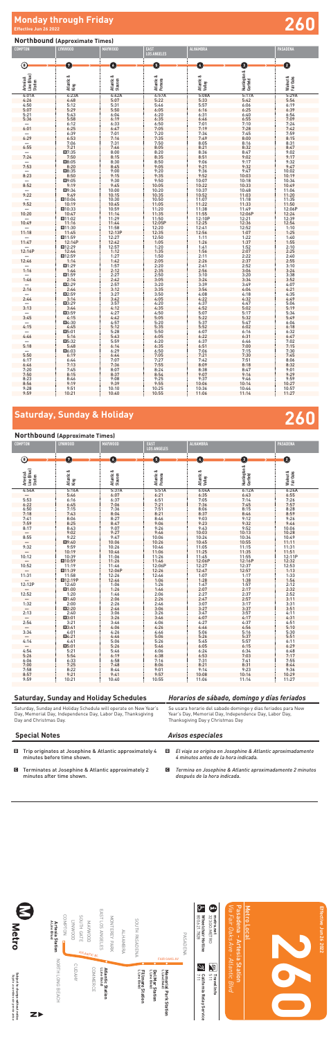# Monday through Friday 260

Effective Jun 26 2022

## Northbound (Approximate Times)

| COMPTON | LYNWOOD | MAYWOOD | EAST LOS ANGELES | ALHAMBRA | | PASADENA |
|---|---|---|---|---|---|---|
| 8 | 7 | 6 | 5 | 4 | 3 | 2 |
| Artesia A Line (Blue) Station | Atlantic & King | Atlantic & Slauson | Atlantic & Pomona | Atlantic & Valley | Huntington & Garfield | Walnut & Fair Oaks |
| 4:01A | 4:23A | 4:42A | 4:57A | 5:08A | 5:17A | 5:29A |
| 4:26 | 4:48 | 5:07 | 5:22 | 5:33 | 5:42 | 5:54 |
| 4:50 | 5:12 | 5:31 | 5:46 | 5:57 | 6:06 | 6:19 |
| 5:07 | 5:29 | 5:50 | 6:05 | 6:16 | 6:25 | 6:39 |
| 5:21 | 5:43 | 6:04 | 6:20 | 6:31 | 6:40 | 6:54 |
| 5:36 | 5:58 | 6:19 | 6:35 | 6:46 | 6:55 | 7:09 |
| — | 6:12 | 6:33 | 6:50 | 7:01 | 7:10 | 7:24 |
| 6:01 | 6:25 | 6:47 | 7:05 | 7:19 | 7:28 | 7:42 |
| — | 6:39 | 7:01 | 7:20 | 7:34 | 7:45 | 7:59 |
| 6:29 | 6:53 | 7:16 | 7:35 | 7:49 | 8:00 | 8:15 |
| — | 7:06 | 7:31 | 7:50 | 8:05 | 8:16 | 8:31 |
| 6:55 | 7:21 | 7:46 | 8:05 | 8:21 | 8:32 | 8:47 |
| — | B7:35 | 8:00 | 8:20 | 8:36 | 8:47 | 9:02 |
| 7:24 | 7:50 | 8:15 | 8:35 | 8:51 | 9:02 | 9:17 |
| — | B8:05 | 8:30 | 8:50 | 9:06 | 9:17 | 9:32 |
| 7:53 | 8:20 | 8:45 | 9:05 | 9:21 | 9:32 | 9:47 |
| — | B8:35 | 9:00 | 9:20 | 9:36 | 9:47 | 10:02 |
| 8:23 | 8:50 | 9:15 | 9:35 | 9:52 | 10:03 | 10:19 |
| — | B9:05 | 9:30 | 9:50 | 10:07 | 10:18 | 10:34 |
| 8:52 | 9:19 | 9:45 | 10:05 | 10:22 | 10:33 | 10:49 |
| — | B9:34 | 10:00 | 10:20 | 10:37 | 10:48 | 11:04 |
| 9:22 | 9:49 | 10:15 | 10:35 | 10:52 | 11:03 | 11:20 |
| — | B10:04 | 10:30 | 10:50 | 11:07 | 11:18 | 11:35 |
| 9:52 | 10:19 | 10:45 | 11:05 | 11:22 | 11:33 | 11:50 |
| — | B10:33 | 10:59 | 11:20 | 11:38 | 11:49 | 12:06P |
| 10:20 | 10:47 | 11:14 | 11:35 | 11:53 | 12:04P | 12:21 |
| — | B11:02 | 11:29 | 11:50 | 12:08P | 12:19 | 12:36 |
| 10:49 | 11:16 | 11:44 | 12:05P | 12:23 | 12:34 | 12:51 |
| — | B11:30 | 11:58 | 12:20 | 12:38 | 12:49 | 1:07 |
| 11:18 | 11:45 | 12:13P | 12:35 | 12:53 | 1:04 | 1:22 |
| — | B11:59 | 12:27 | 12:50 | 1:08 | 1:19 | 1:37 |
| 11:47 | 12:14P | 12:42 | 1:05 | 1:23 | 1:34 | 1:52 |
| — | B12:29 | 12:57 | 1:20 | 1:38 | 1:49 | 2:07 |
| 12:16P | 12:44 | 1:12 | 1:35 | 1:53 | 2:04 | 2:22 |
| — | B12:59 | 1:27 | 1:50 | 2:08 | 2:19 | 2:37 |
| 12:46 | 1:14 | 1:42 | 2:05 | 2:23 | 2:34 | 2:52 |
| — | B1:29 | 1:57 | 2:20 | 2:38 | 2:49 | 3:07 |
| 1:16 | 1:44 | 2:12 | 2:35 | 2:53 | 3:04 | 3:22 |
| — | B1:59 | 2:27 | 2:50 | 3:08 | 3:19 | 3:37 |
| 1:46 | 2:14 | 2:42 | 3:05 | 3:23 | 3:34 | 3:52 |
| — | B2:29 | 2:57 | 3:20 | 3:38 | 3:49 | 4:07 |
| 2:16 | 2:44 | 3:12 | 3:35 | 3:53 | 4:04 | 4:21 |
| — | B2:59 | 3:27 | 3:50 | 4:08 | 4:18 | 4:35 |
| 2:44 | 3:14 | 3:42 | 4:05 | 4:22 | 4:32 | 4:49 |
| — | B3:29 | 3:57 | 4:20 | 4:37 | 4:47 | 5:04 |
| 3:13 | 3:44 | 4:12 | 4:35 | 4:52 | 5:02 | 5:19 |
| — | B3:59 | 4:27 | 4:50 | 5:07 | 5:17 | 5:34 |
| 3:45 | 4:15 | 4:42 | 5:05 | 5:22 | 5:32 | 5:49 |
| — | B4:30 | 4:57 | 5:20 | 5:37 | 5:47 | 6:04 |
| 4:15 | 4:45 | 5:12 | 5:35 | 5:52 | 6:02 | 6:18 |
| — | B5:01 | 5:28 | 5:50 | 6:07 | 6:16 | 6:32 |
| 4:46 | 5:16 | 5:43 | 6:05 | 6:22 | 6:31 | 6:47 |
| — | B5:32 | 5:59 | 6:20 | 6:37 | 6:46 | 7:02 |
| 5:18 | 5:48 | 6:14 | 6:35 | 6:51 | 7:00 | 7:15 |
| — | B6:03 | 6:29 | 6:50 | 7:06 | 7:15 | 7:30 |
| 5:50 | 6:19 | 6:44 | 7:05 | 7:21 | 7:30 | 7:45 |
| 6:17 | 6:44 | 7:07 | 7:27 | 7:42 | 7:51 | 8:06 |
| 6:46 | 7:13 | 7:36 | 7:55 | 8:09 | 8:18 | 8:32 |
| 7:20 | 7:45 | 8:07 | 8:24 | 8:38 | 8:47 | 9:01 |
| 7:50 | 8:15 | 8:37 | 8:54 | 9:07 | 9:16 | 9:29 |
| 8:23 | 8:46 | 9:08 | 9:25 | 9:37 | 9:46 | 9:59 |
| 8:56 | 9:19 | 9:39 | 9:55 | 10:06 | 10:14 | 10:27 |
| 9:28 | 9:51 | 10:10 | 10:25 | 10:36 | 10:44 | 10:57 |
| 9:59 | 10:21 | 10:40 | 10:55 | 11:06 | 11:14 | 11:27 |

# Saturday, Sunday & Holiday 260

## Northbound (Approximate Times)

| COMPTON | LYNWOOD | MAYWOOD | EAST LOS ANGELES | ALHAMBRA | | PASADENA |
|---|---|---|---|---|---|---|
| 8 | 7 | 6 | 5 | 4 | 3 | 2 |
| Artesia A Line (Blue) Station | Atlantic & King | Atlantic & Slauson | Atlantic & Pomona | Atlantic & Valley | Huntington & Garfield | Walnut & Fair Oaks |
| 4:54A | 5:16A | 5:37A | 5:51A | 6:04A | 6:12A | 6:24A |
| — | 5:46 | 6:07 | 6:21 | 6:35 | 6:43 | 6:55 |
| 5:53 | 6:16 | 6:37 | 6:51 | 7:05 | 7:14 | 7:26 |
| 6:22 | 6:45 | 7:06 | 7:21 | 7:36 | 7:45 | 7:57 |
| 6:50 | 7:13 | 7:36 | 7:51 | 8:06 | 8:15 | 8:28 |
| 7:18 | 7:43 | 8:04 | 8:21 | 8:37 | 8:46 | 8:59 |
| 7:41 | 8:06 | 8:27 | 8:46 | 9:03 | 9:12 | 9:26 |
| 7:59 | 8:25 | 8:47 | 9:06 | 9:23 | 9:32 | 9:46 |
| 8:17 | 8:43 | 9:07 | 9:26 | 9:43 | 9:52 | 10:06 |
| — | 9:02 | 9:27 | 9:46 | 10:03 | 10:13 | 10:28 |
| 8:55 | 9:22 | 9:47 | 10:06 | 10:24 | 10:34 | 10:49 |
| — | B9:40 | 10:06 | 10:26 | 10:45 | 10:55 | 11:11 |
| 9:32 | 9:59 | 10:26 | 10:46 | 11:05 | 11:15 | 11:31 |
| — | 10:19 | 10:46 | 11:06 | 11:25 | 11:35 | 11:51 |
| 10:12 | 10:39 | 11:06 | 11:26 | 11:45 | 11:55 | 12:11P |
| — | B10:59 | 11:26 | 11:46 | 12:06P | 12:16P | 12:32 |
| 10:52 | 11:19 | 11:46 | 12:06P | 12:27 | 12:37 | 12:53 |
| — | B11:39 | 12:06P | 12:26 | 12:47 | 12:57 | 1:13 |
| 11:31 | 11:58 | 12:26 | 12:46 | 1:07 | 1:17 | 1:33 |
| — | B12:19P | 12:46 | 1:06 | 1:28 | 1:38 | 1:54 |
| 12:12P | 12:40 | 1:06 | 1:26 | 1:47 | 1:57 | 2:12 |
| — | B1:00 | 1:26 | 1:46 | 2:07 | 2:17 | 2:32 |
| 12:52 | 1:20 | 1:46 | 2:06 | 2:27 | 2:37 | 2:52 |
| — | B1:40 | 2:06 | 2:26 | 2:47 | 2:57 | 3:11 |
| 1:32 | 2:00 | 2:26 | 2:46 | 3:07 | 3:17 | 3:31 |
| — | B2:20 | 2:46 | 3:06 | 3:27 | 3:37 | 3:51 |
| 2:13 | 2:40 | 3:06 | 3:26 | 3:47 | 3:57 | 4:11 |
| — | B3:01 | 3:26 | 3:46 | 4:07 | 4:17 | 4:31 |
| 2:54 | 3:21 | 3:46 | 4:06 | 4:27 | 4:37 | 4:51 |
| — | B3:41 | 4:06 | 4:26 | 4:46 | 4:56 | 5:10 |
| 3:34 | 4:01 | 4:26 | 4:46 | 5:06 | 5:16 | 5:30 |
| — | B4:21 | 4:46 | 5:06 | 5:26 | 5:37 | 5:51 |
| 4:14 | 4:41 | 5:06 | 5:26 | 5:45 | 5:57 | 6:11 |
| — | B5:01 | 5:26 | 5:46 | 6:05 | 6:15 | 6:29 |
| 4:54 | 5:21 | 5:46 | 6:06 | 6:24 | 6:34 | 6:48 |
| 5:26 | 5:54 | 6:19 | 6:38 | 6:53 | 7:03 | 7:17 |
| 6:06 | 6:33 | 6:58 | 7:16 | 7:31 | 7:41 | 7:55 |
| 7:00 | 7:25 | 7:48 | 8:06 | 8:21 | 8:31 | 8:44 |
| 7:58 | 8:22 | 8:44 | 9:01 | 9:14 | 9:23 | 9:36 |
| 8:57 | 9:21 | 9:41 | 9:57 | 10:08 | 10:16 | 10:29 |
| 9:59 | 10:21 | 10:40 | 10:55 | 11:06 | 11:14 | 11:27 |

## Saturday, Sunday and Holiday Schedules

Saturday, Sunday and Holiday Schedule will operate on New Year's Day, Memorial Day, Independence Day, Labor Day, Thanksgiving Day and Christmas Day.

## Horarios de sábado, domingo y días feriados

Se usara horario del sabado domingo y días feriados para New Year's Day, Memorial Day, Independence Day, Labor Day, Thanksgiving Day y Christmas Day.

## Special Notes

**B** Trip originates at Josephine & Atlantic approximately 4 minutes before time shown.

**C** Terminates at Josephine & Atlantic approximately 2 minutes after time shown.

## Avisos especiales

**B** *El viaje se origina en Josephine & Atlantic aproximadamente 4 minutos antes de la hora indicada.*

**C** *Termina en Josephine & Atlantic aproximadamente 2 minutos después de la hora indicada.*

Metro Local

260

Pasadena - Artesia Station

Via Fair Oaks Ave - Atlantic Blvd

Effective Jun 26 2022

metro.net
323.GO.METRO

Wheelchair Hotline
800.621.7828

Travel Info
511

California Relay Service
711

Metro

Subject to change without notice
Sujeto a cambios sin previo aviso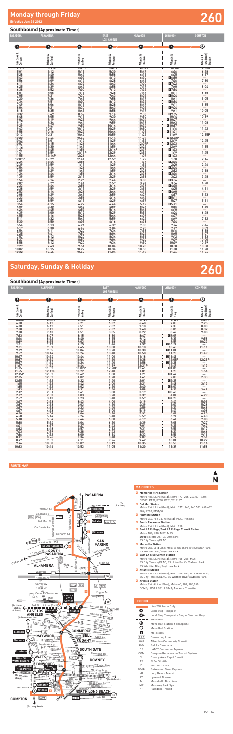# Monday through Friday

**Effective Jun 26 2022**

# 260

## Southbound (Approximate Times)

| PASADENA | ALHAMBRA | | EAST LOS ANGELES | MAYWOOD | LYNWOOD | COMPTON |
|---|---|---|---|---|---|---|
| 1 | 2 | 4 | 5 | 6 | 7 | 8 |
| Fair Oaks & Corson | Atlantic & Garfield | Atlantic & Valley | Atlantic & Pomona | Atlantic & Slauson | Atlantic & King | Artesia A Line (Blue) Station |
| 4:22A | 4:33A | 4:40A | 4:51A | 5:06A | 5:25A | 5:46A |
| 5:01 | 5:12 | 5:19 | 5:30 | 5:47 | 6:06 | 6:28 |
| 5:28 | 5:40 | 5:47 | 5:58 | 6:15 | 6:35 | 6:57 |
| 5:43 | 5:55 | 6:02 | 6:13 | 6:30 | E6:50 | — |
| 5:56 | 6:09 | 6:17 | 6:28 | 6:45 | 7:06 | 7:30 |
| 6:11 | 6:24 | 6:32 | 6:43 | 7:00 | E7:22 | — |
| 6:25 | 6:39 | 6:47 | 6:58 | 7:17 | 7:40 | 8:04 |
| 6:38 | 6:52 | 7:00 | 7:13 | 7:32 | E7:54 | — |
| 6:51 | 7:06 | 7:15 | 7:28 | 7:47 | 8:11 | 8:35 |
| 7:05 | 7:21 | 7:30 | 7:43 | 8:02 | E8:26 | — |
| 7:20 | 7:36 | 7:45 | 7:58 | 8:17 | 8:41 | 9:05 |
| 7:34 | 7:51 | 8:00 | 8:13 | 8:32 | E8:56 | — |
| 7:49 | 8:06 | 8:15 | 8:28 | 8:47 | 9:11 | 9:35 |
| 8:04 | 8:21 | 8:30 | 8:43 | 9:02 | E9:26 | — |
| 8:18 | 8:35 | 8:45 | 8:58 | 9:17 | 9:41 | 10:05 |
| 8:32 | 8:49 | 8:59 | 9:14 | 9:33 | E9:55 | — |
| 8:48 | 9:05 | 9:15 | 9:30 | 9:50 | 10:14 | 10:39 |
| 9:02 | 9:19 | 9:29 | 9:44 | 10:04 | E10:27 | — |
| 9:16 | 9:34 | 9:44 | 9:59 | 10:19 | 10:43 | 11:08 |
| 9:29 | 9:47 | 9:57 | 10:14 | 10:34 | E10:57 | — |
| 9:43 | 10:01 | 10:12 | 10:29 | 10:50 | 11:16 | 11:42 |
| 9:58 | 10:16 | 10:27 | 10:44 | 11:05 | E11:31 | — |
| 10:13 | 10:31 | 10:42 | 10:59 | 11:22 | 11:49 | 12:15P |
| 10:28 | 10:46 | 10:57 | 11:14 | 11:37 | E12:03P | — |
| 10:43 | 11:01 | 11:12 | 11:29 | 11:52 | 12:19 | 12:45 |
| 10:57 | 11:15 | 11:26 | 11:44 | 12:07P | E12:33 | — |
| 11:12 | 11:30 | 11:41 | 11:59 | 12:22 | 12:49 | 1:15 |
| 11:27 | 11:45 | 11:56 | 12:14P | 12:37 | E1:03 | — |
| 11:41 | 11:59 | 12:11P | 12:29 | 12:52 | 1:19 | 1:45 |
| 11:55 | 12:14P | 12:26 | 12:44 | 1:07 | E1:33 | — |
| 12:09P | 12:29 | 12:41 | 12:59 | 1:22 | 1:50 | 2:16 |
| 12:24 | 12:44 | 12:56 | 1:14 | 1:37 | E2:04 | — |
| 12:39 | 12:59 | 1:11 | 1:29 | 1:52 | 2:20 | 2:46 |
| 12:54 | 1:14 | 1:26 | 1:44 | 2:07 | E2:34 | — |
| 1:09 | 1:29 | 1:41 | 1:59 | 2:23 | 2:52 | 3:18 |
| 1:24 | 1:44 | 1:56 | 2:14 | 2:38 | E3:06 | — |
| 1:39 | 1:59 | 2:11 | 2:29 | 2:53 | 3:22 | 3:48 |
| 1:54 | 2:14 | 2:26 | 2:44 | 3:08 | E3:36 | — |
| 2:09 | 2:29 | 2:41 | 2:59 | 3:24 | 3:54 | 4:20 |
| 2:23 | 2:44 | 2:56 | 3:14 | 3:39 | E4:08 | — |
| 2:38 | 2:59 | 3:11 | 3:29 | 3:55 | 4:25 | 4:51 |
| 2:53 | 3:14 | 3:26 | 3:44 | 4:11 | E4:40 | — |
| 3:08 | 3:29 | 3:41 | 3:59 | 4:27 | 4:57 | 5:23 |
| 3:23 | 3:44 | 3:56 | 4:14 | 4:42 | E5:11 | — |
| 3:38 | 3:59 | 4:11 | 4:29 | 4:57 | 5:27 | 5:51 |
| 3:54 | 4:15 | 4:27 | 4:44 | 5:12 | E5:41 | — |
| 4:09 | 4:30 | 4:42 | 4:59 | 5:27 | 5:56 | 6:20 |
| 4:24 | 4:45 | 4:57 | 5:14 | 5:41 | 6:10 | — |
| 4:39 | 5:00 | 5:12 | 5:29 | 5:55 | 6:24 | 6:48 |
| 4:55 | 5:16 | 5:28 | 5:44 | 6:09 | 6:37 | — |
| 5:12 | 5:32 | 5:43 | 5:59 | 6:22 | 6:49 | 7:12 |
| 5:30 | 5:50 | 6:01 | 6:16 | 6:38 | 7:04 | — |
| 5:54 | 6:13 | 6:24 | 6:39 | 7:00 | 7:24 | 7:46 |
| 6:19 | 6:38 | 6:49 | 7:04 | 7:23 | 7:47 | 8:09 |
| 6:54 | 7:11 | 7:20 | 7:34 | 7:53 | 8:16 | 8:38 |
| 7:25 | 7:41 | 7:50 | 8:04 | 8:22 | 8:45 | 9:07 |
| 7:57 | 8:12 | 8:20 | 8:34 | 8:51 | 9:12 | 9:33 |
| 8:27 | 8:42 | 8:50 | 9:04 | 9:20 | 9:39 | 10:00 |
| 8:58 | 9:12 | 9:20 | 9:34 | 9:50 | 10:09 | 10:29 |
| 9:29 | 9:43 | 9:51 | 10:04 | 10:20 | 10:38 | 10:58 |
| 10:02 | 10:15 | 10:22 | 10:34 | 10:50 | 11:08 | 11:28 |
| 10:32 | 10:45 | 10:52 | 11:04 | 11:19 | 11:36 | 11:56 |

# Saturday, Sunday & Holiday

# 260

## Southbound (Approximate Times)

| PASADENA | ALHAMBRA | | EAST LOS ANGELES | MAYWOOD | LYNWOOD | COMPTON |
|---|---|---|---|---|---|---|
| 1 | 2 | 4 | 5 | 6 | 7 | 8 |
| Fair Oaks & Corson | Atlantic & Garfield | Atlantic & Valley | Atlantic & Pomona | Atlantic & Slauson | Atlantic & King | Artesia A Line (Blue) Station |
| 5:28A | 5:40A | 5:49A | 6:00A | 6:16A | 6:33A | 6:53A |
| 6:00 | 6:12 | 6:21 | 6:32 | 6:48 | 7:05 | 7:25 |
| 6:30 | 6:42 | 6:51 | 7:02 | 7:18 | 7:35 | 8:00 |
| 7:00 | 7:13 | 7:21 | 7:32 | 7:48 | 8:07 | 8:32 |
| 7:30 | 7:43 | 7:51 | 8:05 | 8:22 | 8:42 | 9:08 |
| 7:45 | 7:59 | 8:07 | 8:20 | 8:37 | E9:07 | — |
| 8:16 | 8:32 | 8:40 | 8:55 | 9:12 | 9:32 | 9:58 |
| 8:39 | 8:55 | 9:03 | 9:18 | 9:35 | 9:57 | 10:23 |
| 9:01 | 9:17 | 9:25 | 9:40 | 9:57 | E10:21 | — |
| 9:21 | 9:37 | 9:45 | 10:00 | 10:18 | 10:45 | 11:11 |
| 9:39 | 9:55 | 10:04 | 10:20 | 10:38 | E11:01 | — |
| 9:57 | 10:14 | 10:24 | 10:40 | 10:58 | 11:23 | 11:49 |
| 10:17 | 10:34 | 10:44 | 11:00 | 11:18 | E11:41 | — |
| 10:37 | 10:54 | 11:04 | 11:20 | 11:38 | 12:03P | 12:29P |
| 10:57 | 11:14 | 11:24 | 11:40 | 11:58 | E12:23 | — |
| 11:17 | 11:34 | 11:44 | 11:59 | 12:21P | 12:47 | 1:13 |
| 11:35 | 11:52 | 12:02P | 12:20P | 12:41 | E1:06 | — |
| 11:55 | 12:12P | 12:22 | 12:40 | 1:01 | 1:28 | 1:54 |
| 12:15P | 12:32 | 12:42 | 1:00 | 1:21 | E1:47 | — |
| 12:35 | 12:52 | 1:02 | 1:20 | 1:41 | 2:08 | 2:33 |
| 12:55 | 1:12 | 1:22 | 1:40 | 2:01 | E2:29 | — |
| 1:15 | 1:32 | 1:42 | 2:00 | 2:21 | 2:48 | 3:13 |
| 1:35 | 1:52 | 2:02 | 2:20 | 2:40 | E3:04 | — |
| 1:53 | 2:11 | 2:21 | 2:40 | 2:59 | 3:24 | 3:49 |
| 2:12 | 2:31 | 2:41 | 3:00 | 3:19 | E3:43 | — |
| 2:37 | 2:53 | 3:03 | 3:20 | 3:39 | 4:04 | 4:29 |
| 2:57 | 3:13 | 3:23 | 3:40 | 3:59 | E4:23 | — |
| 3:17 | 3:33 | 3:43 | 4:00 | 4:19 | 4:44 | 5:09 |
| 3:37 | 3:53 | 4:03 | 4:20 | 4:39 | 5:04 | 5:28 |
| 3:57 | 4:13 | 4:23 | 4:40 | 4:59 | 5:24 | 5:48 |
| 4:17 | 4:33 | 4:43 | 5:00 | 5:19 | 5:44 | 6:08 |
| 4:38 | 4:54 | 5:04 | 5:20 | 5:39 | 6:04 | 6:28 |
| 4:58 | 5:14 | 5:24 | 5:40 | 5:59 | 6:24 | 6:48 |
| 5:18 | 5:34 | 5:44 | 6:00 | 6:19 | 6:44 | 7:08 |
| 5:38 | 5:54 | 6:04 | 6:20 | 6:39 | 7:03 | 7:27 |
| 6:01 | 6:17 | 6:27 | 6:42 | 7:01 | 7:25 | 7:47 |
| 6:32 | 6:48 | 6:57 | 7:12 | 7:31 | 7:55 | 8:17 |
| 7:03 | 7:19 | 7:28 | 7:42 | 8:01 | 8:24 | 8:46 |
| 7:36 | 7:52 | 8:00 | 8:14 | 8:33 | 8:56 | 9:19 |
| 8:11 | 8:26 | 8:34 | 8:48 | 9:07 | 9:29 | 9:51 |
| 8:47 | 9:02 | 9:11 | 9:26 | 9:42 | 10:01 | 10:22 |
| 9:46 | 10:00 | 10:07 | 10:19 | 10:35 | 10:53 | 11:14 |
| 10:33 | 10:46 | 10:53 | 11:05 | 11:20 | 11:37 | 11:58 |

## ROUTE MAP

### MAP NOTES

- **A Memorial Park Station** — Metro Rail L Line (Gold); Metro 177, 256, 260, 501, 660, CE549; PT20, PT40, PT51/52, F187
- **B Del Mar Station** — Metro Rail L Line (Gold); Metro 177, 260, 267, 501, 660,662, 686; PT20, PT51/52
- **C Fillmore Station** — Metro 260, Rail L Line (Gold); PT20, PT51/52
- **D South Pasadena Station** — Metro Rail L Line (Gold)
- **E East LA College/East LA College Transit Center** — Metro 106, M10, MP2, MP5; **Shuttle:** Metro 70, 106, 260, MP1; ES City Terrace/ELAC
- **F Maravilla Station** — Metro 256, Gold Line, M40; ES Union Pacific/Salazar Park, ES Whittier Blvd/Saybrook Park
- **G East LA Civic Center Station** — Metro Rail L Line (Gold); Metro 106, 258, M40; ES City Terrace/ELAC, ES Union Pacific/Salazar Park, ES Whittier Blvd/Saybrook Park
- **H Atlantic Station** — Metro Rail L Line (Gold); Metro 106, 260, M10, M40, MP0; ES City Terrace/ELAC, ES Whittier Blvd/Saybrook Park
- **I Artesia Station** — Metro Rail A Line (Blue); Metro 60, 202, 205, 260; COM5, LB51, LB1A1; Torrance Transit 6

### LEGEND

- Line 260 Route Only
- Local Stop Timepoint
- Local Stop Timepoint - Single Direction Only
- Metro Rail
- Metro Rail Station & Timepoint
- Metro Rail Station
- Map Notes
- Connecting Line
- ACT — Alhambra Community Transit
- BLC — Bell Las Campana
- CE — LADOT Commuter Express
- COM — Compton Renaissance Transit System
- CU — Cudahy Area Rapid Transit
- ES — El Sol Shuttle
- F — Foothill Transit
- GATE — Get Around Town Express
- LB — Long Beach Transit
- LY — Lynwood Breeze
- M — Montebello Bus Lines
- MP — Monterey Park Spirit
- PT — Pasadena Transit